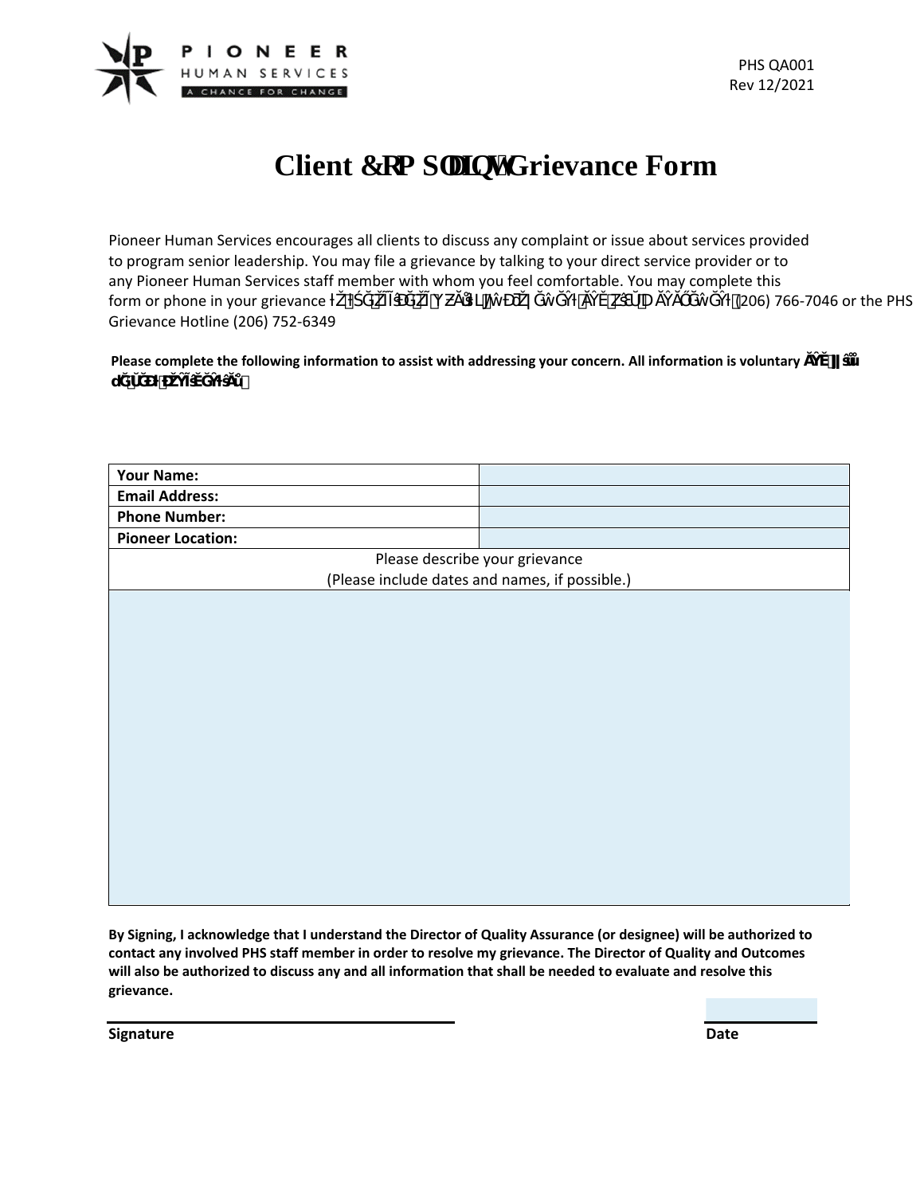PHS QA001
Rev 12/2021

# Client &RP SODLQW Grievance Form

Pioneer Human Services encourages all clients to discuss any complaint or issue about services provided to program senior leadership. You may file a grievance by talking to your direct service provider or to any Pioneer Human Services staff member with whom you feel comfortable. You may complete this form or phone in your grievance ŀŽ ŀŚĞ ŽĨĨŝĐĞ ŽĨ YƵĂůŝƚǇ ĂŶĚ KƵƚĐŽŵĞƐ Ăƚ (206) 766-7046 or the PHS Grievance Hotline (206) 752-6349

**Please complete the following information to assist with addressing your concern. All information is voluntary ĂŶĚ ǁŝůů ďĞ ŬĞƉƚ ĐŽŶĨŝĚĞŶƚŝĂů.**

| | |
|---|---|
| **Your Name:** | |
| **Email Address:** | |
| **Phone Number:** | |
| **Pioneer Location:** | |
| Please describe your grievance<br>(Please include dates and names, if possible.) | |
| | |

**By Signing, I acknowledge that I understand the Director of Quality Assurance (or designee) will be authorized to contact any involved PHS staff member in order to resolve my grievance. The Director of Quality and Outcomes will also be authorized to discuss any and all information that shall be needed to evaluate and resolve this grievance.**

**Signature** ______________________ **Date** __________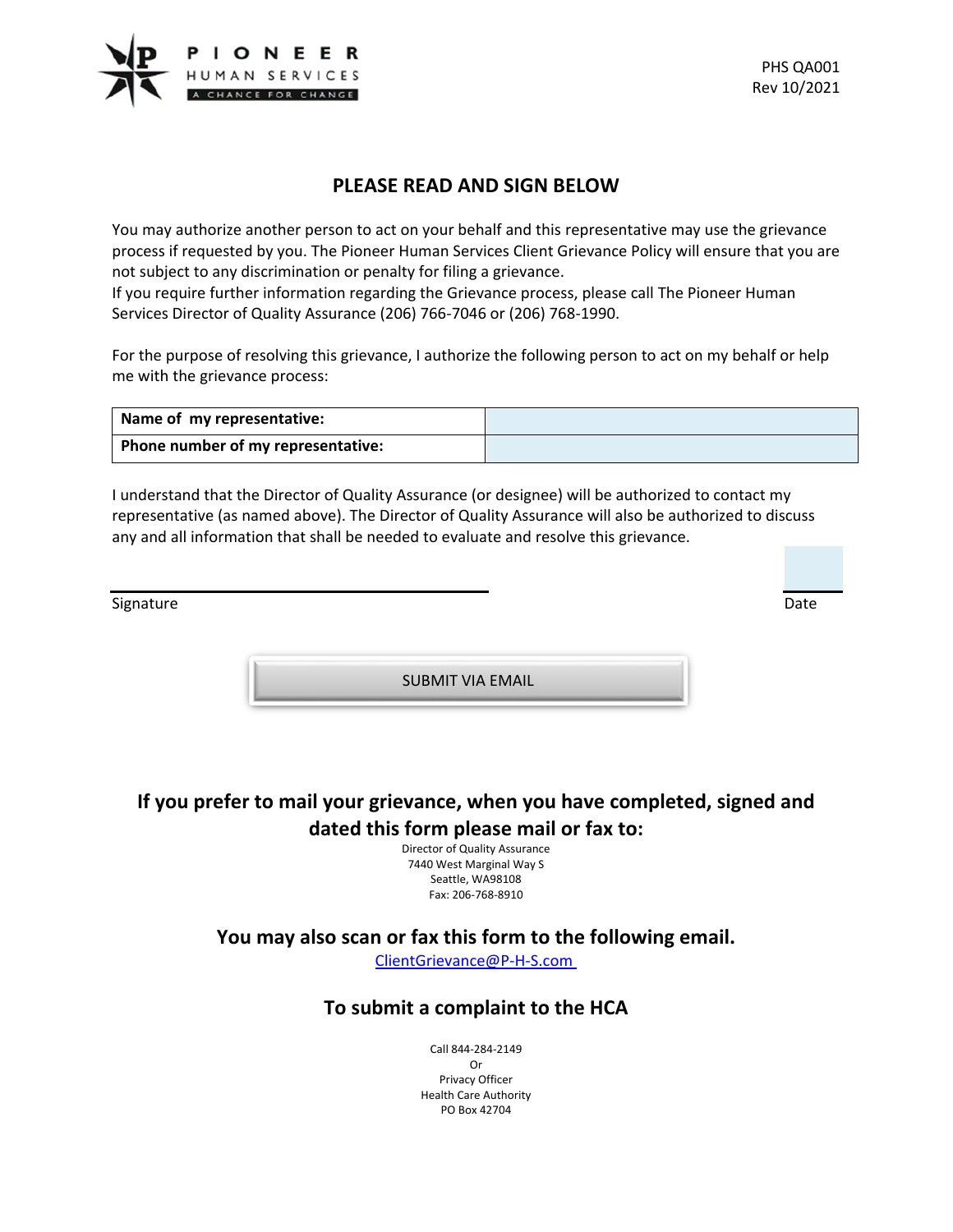PIONEER HUMAN SERVICES

A CHANCE FOR CHANGE

PHS QA001
Rev 10/2021

## PLEASE READ AND SIGN BELOW

You may authorize another person to act on your behalf and this representative may use the grievance process if requested by you. The Pioneer Human Services Client Grievance Policy will ensure that you are not subject to any discrimination or penalty for filing a grievance.
If you require further information regarding the Grievance process, please call The Pioneer Human Services Director of Quality Assurance (206) 766-7046 or (206) 768-1990.

For the purpose of resolving this grievance, I authorize the following person to act on my behalf or help me with the grievance process:

| | |
|---|---|
| **Name of my representative:** | |
| **Phone number of my representative:** | |

I understand that the Director of Quality Assurance (or designee) will be authorized to contact my representative (as named above). The Director of Quality Assurance will also be authorized to discuss any and all information that shall be needed to evaluate and resolve this grievance.

Signature ______________________ Date ________

SUBMIT VIA EMAIL

## If you prefer to mail your grievance, when you have completed, signed and dated this form please mail or fax to:

Director of Quality Assurance
7440 West Marginal Way S
Seattle, WA98108
Fax: 206-768-8910

## You may also scan or fax this form to the following email.

ClientGrievance@P-H-S.com

## To submit a complaint to the HCA

Call 844-284-2149
Or
Privacy Officer
Health Care Authority
PO Box 42704